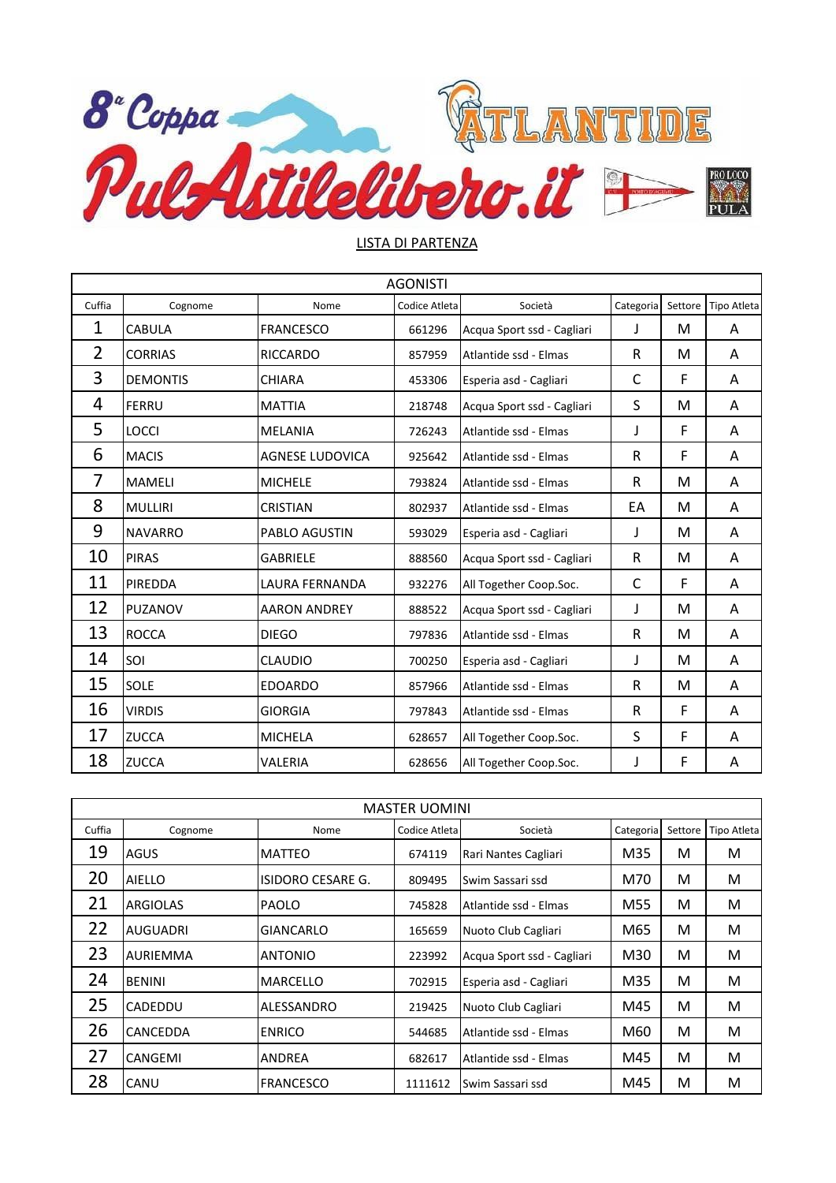# 8ª Coppa PulAstilelibero.it

ATLANTIDE

PRO LOCO PULA

## LISTA DI PARTENZA

| AGONISTI | | | | | | | |
|---|---|---|---|---|---|---|---|
| Cuffia | Cognome | Nome | Codice Atleta | Società | Categoria | Settore | Tipo Atleta |
| 1 | CABULA | FRANCESCO | 661296 | Acqua Sport ssd - Cagliari | J | M | A |
| 2 | CORRIAS | RICCARDO | 857959 | Atlantide ssd - Elmas | R | M | A |
| 3 | DEMONTIS | CHIARA | 453306 | Esperia asd - Cagliari | C | F | A |
| 4 | FERRU | MATTIA | 218748 | Acqua Sport ssd - Cagliari | S | M | A |
| 5 | LOCCI | MELANIA | 726243 | Atlantide ssd - Elmas | J | F | A |
| 6 | MACIS | AGNESE LUDOVICA | 925642 | Atlantide ssd - Elmas | R | F | A |
| 7 | MAMELI | MICHELE | 793824 | Atlantide ssd - Elmas | R | M | A |
| 8 | MULLIRI | CRISTIAN | 802937 | Atlantide ssd - Elmas | EA | M | A |
| 9 | NAVARRO | PABLO AGUSTIN | 593029 | Esperia asd - Cagliari | J | M | A |
| 10 | PIRAS | GABRIELE | 888560 | Acqua Sport ssd - Cagliari | R | M | A |
| 11 | PIREDDA | LAURA FERNANDA | 932276 | All Together Coop.Soc. | C | F | A |
| 12 | PUZANOV | AARON ANDREY | 888522 | Acqua Sport ssd - Cagliari | J | M | A |
| 13 | ROCCA | DIEGO | 797836 | Atlantide ssd - Elmas | R | M | A |
| 14 | SOI | CLAUDIO | 700250 | Esperia asd - Cagliari | J | M | A |
| 15 | SOLE | EDOARDO | 857966 | Atlantide ssd - Elmas | R | M | A |
| 16 | VIRDIS | GIORGIA | 797843 | Atlantide ssd - Elmas | R | F | A |
| 17 | ZUCCA | MICHELA | 628657 | All Together Coop.Soc. | S | F | A |
| 18 | ZUCCA | VALERIA | 628656 | All Together Coop.Soc. | J | F | A |

| MASTER UOMINI | | | | | | | |
|---|---|---|---|---|---|---|---|
| Cuffia | Cognome | Nome | Codice Atleta | Società | Categoria | Settore | Tipo Atleta |
| 19 | AGUS | MATTEO | 674119 | Rari Nantes Cagliari | M35 | M | M |
| 20 | AIELLO | ISIDORO CESARE G. | 809495 | Swim Sassari ssd | M70 | M | M |
| 21 | ARGIOLAS | PAOLO | 745828 | Atlantide ssd - Elmas | M55 | M | M |
| 22 | AUGUADRI | GIANCARLO | 165659 | Nuoto Club Cagliari | M65 | M | M |
| 23 | AURIEMMA | ANTONIO | 223992 | Acqua Sport ssd - Cagliari | M30 | M | M |
| 24 | BENINI | MARCELLO | 702915 | Esperia asd - Cagliari | M35 | M | M |
| 25 | CADEDDU | ALESSANDRO | 219425 | Nuoto Club Cagliari | M45 | M | M |
| 26 | CANCEDDA | ENRICO | 544685 | Atlantide ssd - Elmas | M60 | M | M |
| 27 | CANGEMI | ANDREA | 682617 | Atlantide ssd - Elmas | M45 | M | M |
| 28 | CANU | FRANCESCO | 1111612 | Swim Sassari ssd | M45 | M | M |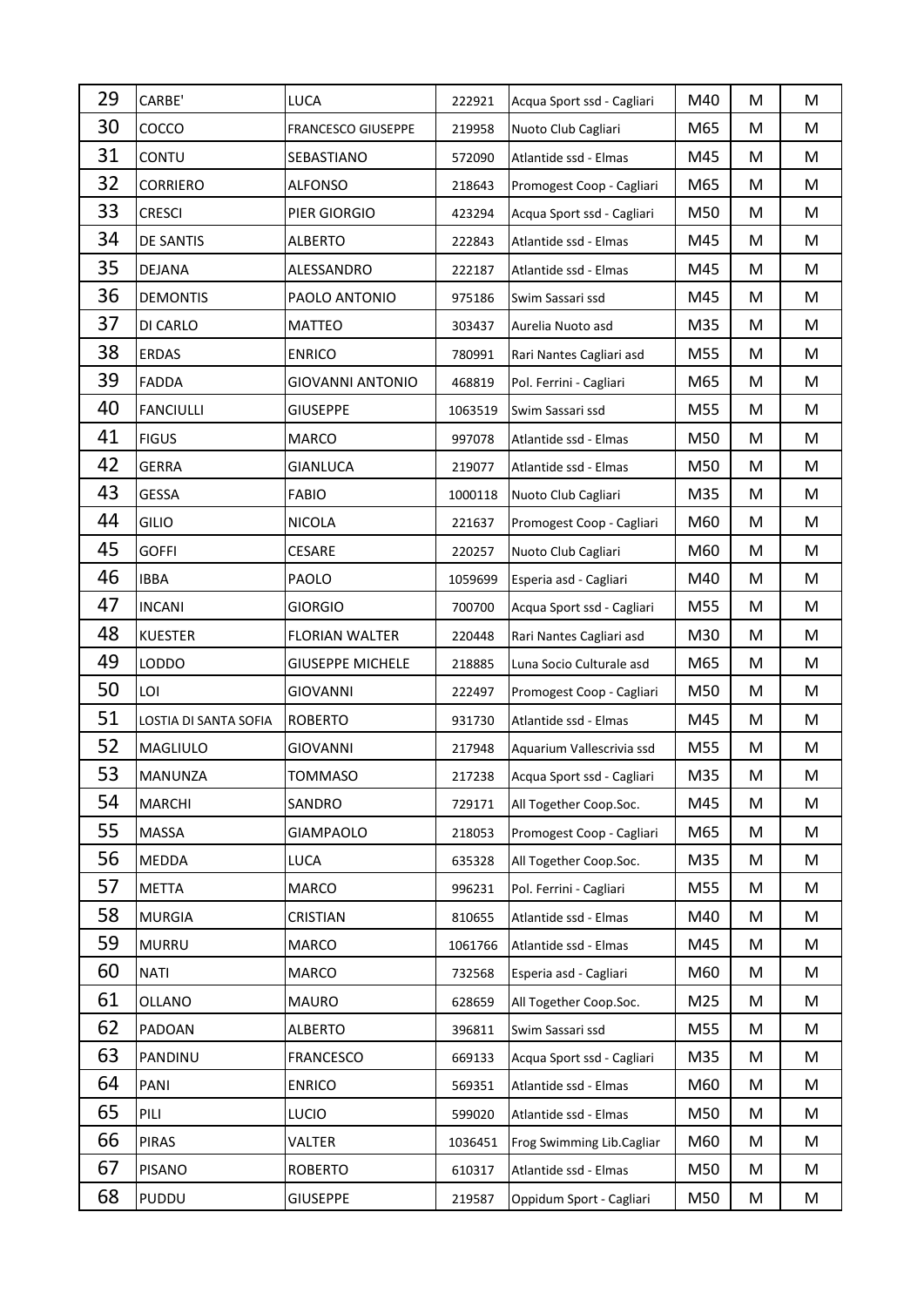| 29 | CARBE' | LUCA | 222921 | Acqua Sport ssd - Cagliari | M40 | M | M |
|---|---|---|---|---|---|---|---|
| 30 | COCCO | FRANCESCO GIUSEPPE | 219958 | Nuoto Club Cagliari | M65 | M | M |
| 31 | CONTU | SEBASTIANO | 572090 | Atlantide ssd - Elmas | M45 | M | M |
| 32 | CORRIERO | ALFONSO | 218643 | Promogest Coop - Cagliari | M65 | M | M |
| 33 | CRESCI | PIER GIORGIO | 423294 | Acqua Sport ssd - Cagliari | M50 | M | M |
| 34 | DE SANTIS | ALBERTO | 222843 | Atlantide ssd - Elmas | M45 | M | M |
| 35 | DEJANA | ALESSANDRO | 222187 | Atlantide ssd - Elmas | M45 | M | M |
| 36 | DEMONTIS | PAOLO ANTONIO | 975186 | Swim Sassari ssd | M45 | M | M |
| 37 | DI CARLO | MATTEO | 303437 | Aurelia Nuoto asd | M35 | M | M |
| 38 | ERDAS | ENRICO | 780991 | Rari Nantes Cagliari asd | M55 | M | M |
| 39 | FADDA | GIOVANNI ANTONIO | 468819 | Pol. Ferrini - Cagliari | M65 | M | M |
| 40 | FANCIULLI | GIUSEPPE | 1063519 | Swim Sassari ssd | M55 | M | M |
| 41 | FIGUS | MARCO | 997078 | Atlantide ssd - Elmas | M50 | M | M |
| 42 | GERRA | GIANLUCA | 219077 | Atlantide ssd - Elmas | M50 | M | M |
| 43 | GESSA | FABIO | 1000118 | Nuoto Club Cagliari | M35 | M | M |
| 44 | GILIO | NICOLA | 221637 | Promogest Coop - Cagliari | M60 | M | M |
| 45 | GOFFI | CESARE | 220257 | Nuoto Club Cagliari | M60 | M | M |
| 46 | IBBA | PAOLO | 1059699 | Esperia asd - Cagliari | M40 | M | M |
| 47 | INCANI | GIORGIO | 700700 | Acqua Sport ssd - Cagliari | M55 | M | M |
| 48 | KUESTER | FLORIAN WALTER | 220448 | Rari Nantes Cagliari asd | M30 | M | M |
| 49 | LODDO | GIUSEPPE MICHELE | 218885 | Luna Socio Culturale asd | M65 | M | M |
| 50 | LOI | GIOVANNI | 222497 | Promogest Coop - Cagliari | M50 | M | M |
| 51 | LOSTIA DI SANTA SOFIA | ROBERTO | 931730 | Atlantide ssd - Elmas | M45 | M | M |
| 52 | MAGLIULO | GIOVANNI | 217948 | Aquarium Vallescrivia ssd | M55 | M | M |
| 53 | MANUNZA | TOMMASO | 217238 | Acqua Sport ssd - Cagliari | M35 | M | M |
| 54 | MARCHI | SANDRO | 729171 | All Together Coop.Soc. | M45 | M | M |
| 55 | MASSA | GIAMPAOLO | 218053 | Promogest Coop - Cagliari | M65 | M | M |
| 56 | MEDDA | LUCA | 635328 | All Together Coop.Soc. | M35 | M | M |
| 57 | METTA | MARCO | 996231 | Pol. Ferrini - Cagliari | M55 | M | M |
| 58 | MURGIA | CRISTIAN | 810655 | Atlantide ssd - Elmas | M40 | M | M |
| 59 | MURRU | MARCO | 1061766 | Atlantide ssd - Elmas | M45 | M | M |
| 60 | NATI | MARCO | 732568 | Esperia asd - Cagliari | M60 | M | M |
| 61 | OLLANO | MAURO | 628659 | All Together Coop.Soc. | M25 | M | M |
| 62 | PADOAN | ALBERTO | 396811 | Swim Sassari ssd | M55 | M | M |
| 63 | PANDINU | FRANCESCO | 669133 | Acqua Sport ssd - Cagliari | M35 | M | M |
| 64 | PANI | ENRICO | 569351 | Atlantide ssd - Elmas | M60 | M | M |
| 65 | PILI | LUCIO | 599020 | Atlantide ssd - Elmas | M50 | M | M |
| 66 | PIRAS | VALTER | 1036451 | Frog Swimming Lib.Cagliar | M60 | M | M |
| 67 | PISANO | ROBERTO | 610317 | Atlantide ssd - Elmas | M50 | M | M |
| 68 | PUDDU | GIUSEPPE | 219587 | Oppidum Sport - Cagliari | M50 | M | M |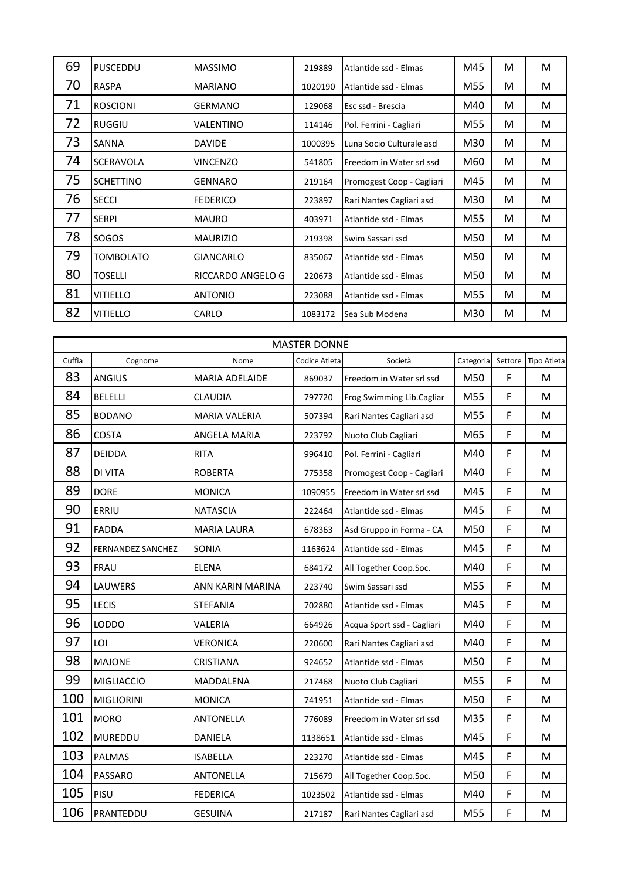| | | | | | | | |
|---|---|---|---|---|---|---|---|
| 69 | PUSCEDDU | MASSIMO | 219889 | Atlantide ssd - Elmas | M45 | M | M |
| 70 | RASPA | MARIANO | 1020190 | Atlantide ssd - Elmas | M55 | M | M |
| 71 | ROSCIONI | GERMANO | 129068 | Esc ssd - Brescia | M40 | M | M |
| 72 | RUGGIU | VALENTINO | 114146 | Pol. Ferrini - Cagliari | M55 | M | M |
| 73 | SANNA | DAVIDE | 1000395 | Luna Socio Culturale asd | M30 | M | M |
| 74 | SCERAVOLA | VINCENZO | 541805 | Freedom in Water srl ssd | M60 | M | M |
| 75 | SCHETTINO | GENNARO | 219164 | Promogest Coop - Cagliari | M45 | M | M |
| 76 | SECCI | FEDERICO | 223897 | Rari Nantes Cagliari asd | M30 | M | M |
| 77 | SERPI | MAURO | 403971 | Atlantide ssd - Elmas | M55 | M | M |
| 78 | SOGOS | MAURIZIO | 219398 | Swim Sassari ssd | M50 | M | M |
| 79 | TOMBOLATO | GIANCARLO | 835067 | Atlantide ssd - Elmas | M50 | M | M |
| 80 | TOSELLI | RICCARDO ANGELO G | 220673 | Atlantide ssd - Elmas | M50 | M | M |
| 81 | VITIELLO | ANTONIO | 223088 | Atlantide ssd - Elmas | M55 | M | M |
| 82 | VITIELLO | CARLO | 1083172 | Sea Sub Modena | M30 | M | M |

| MASTER DONNE | | | | | | | |
|---|---|---|---|---|---|---|---|
| Cuffia | Cognome | Nome | Codice Atleta | Società | Categoria | Settore | Tipo Atleta |
| 83 | ANGIUS | MARIA ADELAIDE | 869037 | Freedom in Water srl ssd | M50 | F | M |
| 84 | BELELLI | CLAUDIA | 797720 | Frog Swimming Lib.Cagliar | M55 | F | M |
| 85 | BODANO | MARIA VALERIA | 507394 | Rari Nantes Cagliari asd | M55 | F | M |
| 86 | COSTA | ANGELA MARIA | 223792 | Nuoto Club Cagliari | M65 | F | M |
| 87 | DEIDDA | RITA | 996410 | Pol. Ferrini - Cagliari | M40 | F | M |
| 88 | DI VITA | ROBERTA | 775358 | Promogest Coop - Cagliari | M40 | F | M |
| 89 | DORE | MONICA | 1090955 | Freedom in Water srl ssd | M45 | F | M |
| 90 | ERRIU | NATASCIA | 222464 | Atlantide ssd - Elmas | M45 | F | M |
| 91 | FADDA | MARIA LAURA | 678363 | Asd Gruppo in Forma - CA | M50 | F | M |
| 92 | FERNANDEZ SANCHEZ | SONIA | 1163624 | Atlantide ssd - Elmas | M45 | F | M |
| 93 | FRAU | ELENA | 684172 | All Together Coop.Soc. | M40 | F | M |
| 94 | LAUWERS | ANN KARIN MARINA | 223740 | Swim Sassari ssd | M55 | F | M |
| 95 | LECIS | STEFANIA | 702880 | Atlantide ssd - Elmas | M45 | F | M |
| 96 | LODDO | VALERIA | 664926 | Acqua Sport ssd - Cagliari | M40 | F | M |
| 97 | LOI | VERONICA | 220600 | Rari Nantes Cagliari asd | M40 | F | M |
| 98 | MAJONE | CRISTIANA | 924652 | Atlantide ssd - Elmas | M50 | F | M |
| 99 | MIGLIACCIO | MADDALENA | 217468 | Nuoto Club Cagliari | M55 | F | M |
| 100 | MIGLIORINI | MONICA | 741951 | Atlantide ssd - Elmas | M50 | F | M |
| 101 | MORO | ANTONELLA | 776089 | Freedom in Water srl ssd | M35 | F | M |
| 102 | MUREDDU | DANIELA | 1138651 | Atlantide ssd - Elmas | M45 | F | M |
| 103 | PALMAS | ISABELLA | 223270 | Atlantide ssd - Elmas | M45 | F | M |
| 104 | PASSARO | ANTONELLA | 715679 | All Together Coop.Soc. | M50 | F | M |
| 105 | PISU | FEDERICA | 1023502 | Atlantide ssd - Elmas | M40 | F | M |
| 106 | PRANTEDDU | GESUINA | 217187 | Rari Nantes Cagliari asd | M55 | F | M |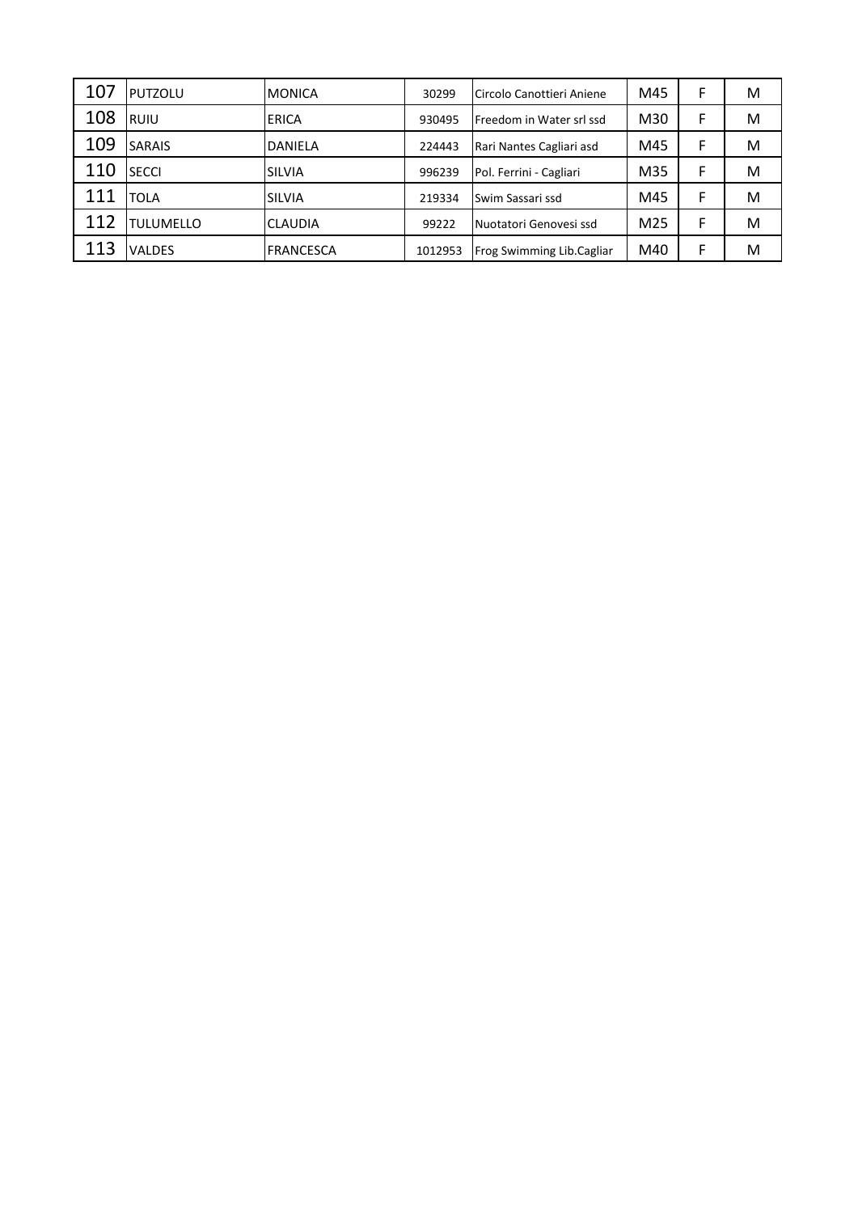| | | | | | | | |
|---|---|---|---|---|---|---|---|
| 107 | PUTZOLU | MONICA | 30299 | Circolo Canottieri Aniene | M45 | F | M |
| 108 | RUIU | ERICA | 930495 | Freedom in Water srl ssd | M30 | F | M |
| 109 | SARAIS | DANIELA | 224443 | Rari Nantes Cagliari asd | M45 | F | M |
| 110 | SECCI | SILVIA | 996239 | Pol. Ferrini - Cagliari | M35 | F | M |
| 111 | TOLA | SILVIA | 219334 | Swim Sassari ssd | M45 | F | M |
| 112 | TULUMELLO | CLAUDIA | 99222 | Nuotatori Genovesi ssd | M25 | F | M |
| 113 | VALDES | FRANCESCA | 1012953 | Frog Swimming Lib.Cagliar | M40 | F | M |